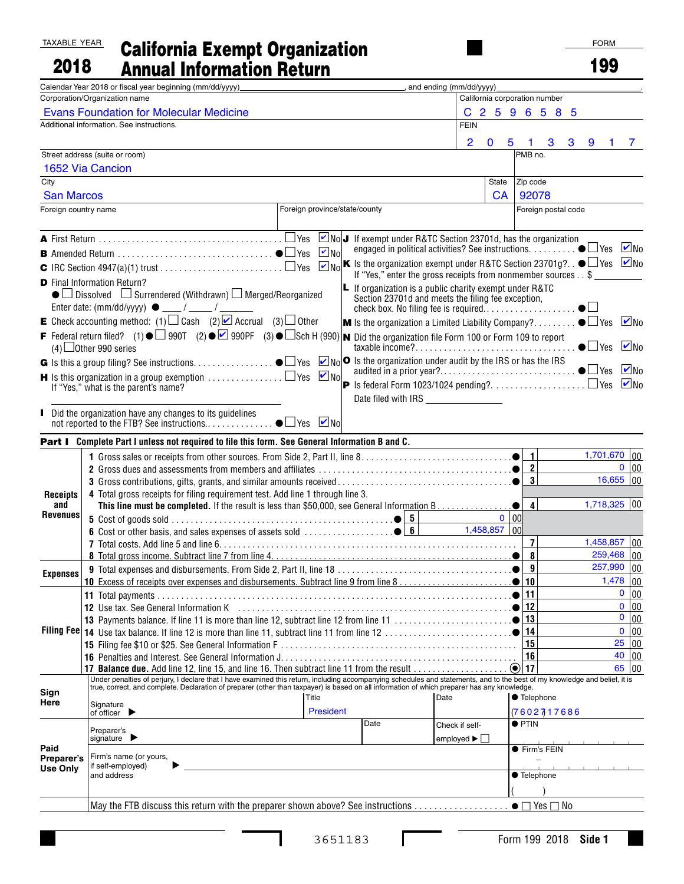TAXABLE YEAR **2018**

# California Exempt Organization Annual Information Return

FORM **199**

Calendar Year 2018 or fiscal year beginning (mm/dd/yyyy)\_\_\_\_\_\_\_\_, and ending (mm/dd/yyyy)\_\_\_\_\_\_\_\_.

| Corporation/Organization name | California corporation number |
|---|---|
| Evans Foundation for Molecular Medicine | C 2 5 9 6 5 8 5 |
| Additional information. See instructions. | FEIN |
| | 2 0 5 1 3 3 9 1 7 |
| Street address (suite or room) | PMB no. |
| 1652 Via Cancion | |
| City / State / Zip code | |
| San Marcos | CA 92078 |
| Foreign country name / Foreign province/state/county | Foreign postal code |

**A** First Return ☐ Yes ☑ No

**B** Amended Return ● ☐ Yes ☑ No

**C** IRC Section 4947(a)(1) trust ☐ Yes ☑ No

**D** Final Information Return?
● ☐ Dissolved ☐ Surrendered (Withdrawn) ☐ Merged/Reorganized
Enter date: (mm/dd/yyyy) ● \_\_\_ / \_\_\_ / \_\_\_

**E** Check accounting method: (1) ☐ Cash (2) ☑ Accrual (3) ☐ Other

**F** Federal return filed? (1) ● ☐ 990T (2) ● ☑ 990PF (3) ● ☐ Sch H (990) (4) ☐ Other 990 series

**G** Is this a group filing? See instructions. ● ☐ Yes ☑ No

**H** Is this organization in a group exemption ☐ Yes ☑ No
If "Yes," what is the parent's name?

**I** Did the organization have any changes to its guidelines not reported to the FTB? See instructions. ● ☐ Yes ☑ No

**J** If exempt under R&TC Section 23701d, has the organization engaged in political activities? See instructions. ● ☐ Yes ☑ No

**K** Is the organization exempt under R&TC Section 23701g? ● ☐ Yes ☑ No
If "Yes," enter the gross receipts from nonmember sources . . $ \_\_\_\_\_

**L** If organization is a public charity exempt under R&TC Section 23701d and meets the filing fee exception, check box. No filing fee is required. ● ☐

**M** Is the organization a Limited Liability Company? ● ☐ Yes ☑ No

**N** Did the organization file Form 100 or Form 109 to report taxable income? ● ☐ Yes ☑ No

**O** Is the organization under audit by the IRS or has the IRS audited in a prior year? ● ☐ Yes ☑ No

**P** Is federal Form 1023/1024 pending? ☐ Yes ☑ No
Date filed with IRS \_\_\_\_\_

## Part I Complete Part I unless not required to file this form. See General Information B and C.

| Section | Line | Description | Sub-line | Sub-amount | Line | Amount |
|---|---|---|---|---|---|---|
| Receipts and Revenues | 1 | Gross sales or receipts from other sources. From Side 2, Part II, line 8 | | | 1 | 1,701,670 00 |
| | 2 | Gross dues and assessments from members and affiliates | | | 2 | 0 00 |
| | 3 | Gross contributions, gifts, grants, and similar amounts received | | | 3 | 16,655 00 |
| | 4 | Total gross receipts for filing requirement test. Add line 1 through line 3. **This line must be completed.** If the result is less than $50,000, see General Information B | | | 4 | 1,718,325 00 |
| | 5 | Cost of goods sold | 5 | 0 00 | | |
| | 6 | Cost or other basis, and sales expenses of assets sold | 6 | 1,458,857 00 | | |
| | 7 | Total costs. Add line 5 and line 6 | | | 7 | 1,458,857 00 |
| | 8 | Total gross income. Subtract line 7 from line 4 | | | 8 | 259,468 00 |
| Expenses | 9 | Total expenses and disbursements. From Side 2, Part II, line 18 | | | 9 | 257,990 00 |
| | 10 | Excess of receipts over expenses and disbursements. Subtract line 9 from line 8 | | | 10 | 1,478 00 |
| Filing Fee | 11 | Total payments | | | 11 | 0 00 |
| | 12 | Use tax. See General Information K | | | 12 | 0 00 |
| | 13 | Payments balance. If line 11 is more than line 12, subtract line 12 from line 11 | | | 13 | 0 00 |
| | 14 | Use tax balance. If line 12 is more than line 11, subtract line 11 from line 12 | | | 14 | 0 00 |
| | 15 | Filing fee $10 or $25. See General Information F | | | 15 | 25 00 |
| | 16 | Penalties and Interest. See General Information J | | | 16 | 40 00 |
| | 17 | **Balance due.** Add line 12, line 15, and line 16. Then subtract line 11 from the result | | | 17 | 65 00 |

**Sign Here**

Under penalties of perjury, I declare that I have examined this return, including accompanying schedules and statements, and to the best of my knowledge and belief, it is true, correct, and complete. Declaration of preparer (other than taxpayer) is based on all information of which preparer has any knowledge.

| Signature of officer | Title | Date | Telephone |
|---|---|---|---|
| | President | | (760) 271-7686 |

**Paid Preparer's Use Only**

| Preparer's signature | Date | Check if self-employed ☐ | PTIN |
|---|---|---|---|
| Firm's name (or yours, if self-employed) and address | | | Firm's FEIN |
| | | | Telephone ( ) |

May the FTB discuss this return with the preparer shown above? See instructions ● ☐ Yes ☐ No

3651183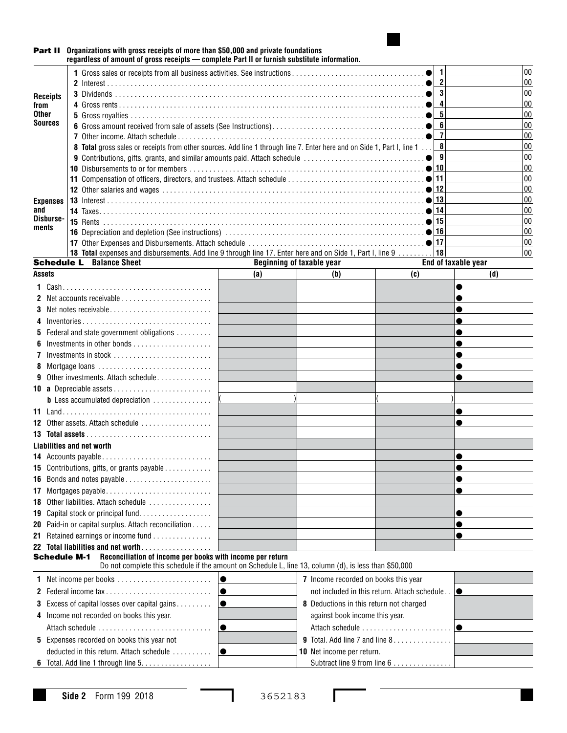**Part II Organizations with gross receipts of more than $50,000 and private foundations regardless of amount of gross receipts — complete Part II or furnish substitute information.**

| | | | |
|---|---|---|---|
| **Receipts from Other Sources** | 1 Gross sales or receipts from all business activities. See instructions ● | 1 | 00 |
| | 2 Interest ● | 2 | 00 |
| | 3 Dividends ● | 3 | 00 |
| | 4 Gross rents ● | 4 | 00 |
| | 5 Gross royalties ● | 5 | 00 |
| | 6 Gross amount received from sale of assets (See Instructions) ● | 6 | 00 |
| | 7 Other income. Attach schedule ● | 7 | 00 |
| | 8 **Total** gross sales or receipts from other sources. Add line 1 through line 7. Enter here and on Side 1, Part I, line 1 | 8 | 00 |
| **Expenses and Disbursements** | 9 Contributions, gifts, grants, and similar amounts paid. Attach schedule ● | 9 | 00 |
| | 10 Disbursements to or for members ● | 10 | 00 |
| | 11 Compensation of officers, directors, and trustees. Attach schedule ● | 11 | 00 |
| | 12 Other salaries and wages ● | 12 | 00 |
| | 13 Interest ● | 13 | 00 |
| | 14 Taxes ● | 14 | 00 |
| | 15 Rents ● | 15 | 00 |
| | 16 Depreciation and depletion (See instructions) ● | 16 | 00 |
| | 17 Other Expenses and Disbursements. Attach schedule ● | 17 | 00 |
| | 18 **Total** expenses and disbursements. Add line 9 through line 17. Enter here and on Side 1, Part I, line 9 | 18 | 00 |

**Schedule L Balance Sheet**

| | Beginning of taxable year | | End of taxable year | |
|---|---|---|---|---|
| **Assets** | (a) | (b) | (c) | (d) |
| 1 Cash | | | | ● |
| 2 Net accounts receivable | | | | ● |
| 3 Net notes receivable | | | | ● |
| 4 Inventories | | | | ● |
| 5 Federal and state government obligations | | | | ● |
| 6 Investments in other bonds | | | | ● |
| 7 Investments in stock | | | | ● |
| 8 Mortgage loans | | | | ● |
| 9 Other investments. Attach schedule | | | | ● |
| 10 a Depreciable assets | | | | |
| b Less accumulated depreciation | ( ) | | ( ) | |
| 11 Land | | | | ● |
| 12 Other assets. Attach schedule | | | | ● |
| 13 **Total assets** | | | | |
| **Liabilities and net worth** | | | | |
| 14 Accounts payable | | | | ● |
| 15 Contributions, gifts, or grants payable | | | | ● |
| 16 Bonds and notes payable | | | | ● |
| 17 Mortgages payable | | | | ● |
| 18 Other liabilities. Attach schedule | | | | |
| 19 Capital stock or principal fund | | | | ● |
| 20 Paid-in or capital surplus. Attach reconciliation | | | | ● |
| 21 Retained earnings or income fund | | | | ● |
| 22 **Total liabilities and net worth** | | | | |

**Schedule M-1 Reconciliation of income per books with income per return**
Do not complete this schedule if the amount on Schedule L, line 13, column (d), is less than $50,000

| | | | |
|---|---|---|---|
| 1 Net income per books | ● | 7 Income recorded on books this year not included in this return. Attach schedule | ● |
| 2 Federal income tax | ● | 8 Deductions in this return not charged against book income this year. Attach schedule | ● |
| 3 Excess of capital losses over capital gains | ● | 9 Total. Add line 7 and line 8 | |
| 4 Income not recorded on books this year. Attach schedule | ● | 10 Net income per return. Subtract line 9 from line 6 | |
| 5 Expenses recorded on books this year not deducted in this return. Attach schedule | ● | | |
| 6 Total. Add line 1 through line 5 | | | |

Side 2 Form 199 2018 3652183